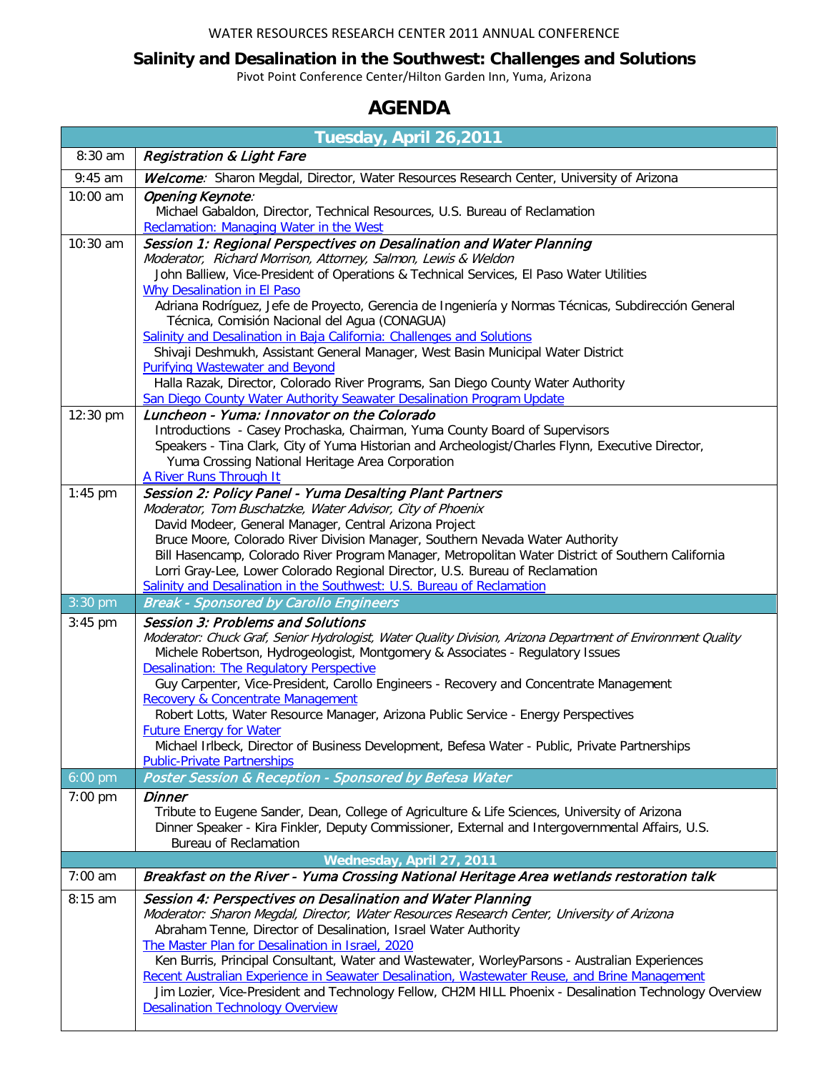WATER RESOURCES RESEARCH CENTER 2011 ANNUAL CONFERENCE

# Salinity and Desalination in the Southwest: Challenges and Solutions

Pivot Point Conference Center/Hilton Garden Inn, Yuma, Arizona

## AGENDA

| Tuesday, April 26,2011 | |
|---|---|
| 8:30 am | *Registration & Light Fare* |
| 9:45 am | *Welcome:* Sharon Megdal, Director, Water Resources Research Center, University of Arizona |
| 10:00 am | *Opening Keynote:*<br>Michael Gabaldon, Director, Technical Resources, U.S. Bureau of Reclamation<br>Reclamation: Managing Water in the West |
| 10:30 am | *Session 1: Regional Perspectives on Desalination and Water Planning*<br>*Moderator, Richard Morrison, Attorney, Salmon, Lewis & Weldon*<br>John Balliew, Vice-President of Operations & Technical Services, El Paso Water Utilities<br>Why Desalination in El Paso<br>Adriana Rodríguez, Jefe de Proyecto, Gerencia de Ingeniería y Normas Técnicas, Subdirección General Técnica, Comisión Nacional del Agua (CONAGUA)<br>Salinity and Desalination in Baja California: Challenges and Solutions<br>Shivaji Deshmukh, Assistant General Manager, West Basin Municipal Water District<br>Purifying Wastewater and Beyond<br>Halla Razak, Director, Colorado River Programs, San Diego County Water Authority<br>San Diego County Water Authority Seawater Desalination Program Update |
| 12:30 pm | *Luncheon - Yuma: Innovator on the Colorado*<br>Introductions - Casey Prochaska, Chairman, Yuma County Board of Supervisors<br>Speakers - Tina Clark, City of Yuma Historian and Archeologist/Charles Flynn, Executive Director, Yuma Crossing National Heritage Area Corporation<br>A River Runs Through It |
| 1:45 pm | *Session 2: Policy Panel - Yuma Desalting Plant Partners*<br>*Moderator, Tom Buschatzke, Water Advisor, City of Phoenix*<br>David Modeer, General Manager, Central Arizona Project<br>Bruce Moore, Colorado River Division Manager, Southern Nevada Water Authority<br>Bill Hasencamp, Colorado River Program Manager, Metropolitan Water District of Southern California<br>Lorri Gray-Lee, Lower Colorado Regional Director, U.S. Bureau of Reclamation<br>Salinity and Desalination in the Southwest: U.S. Bureau of Reclamation |
| 3:30 pm | *Break - Sponsored by Carollo Engineers* |
| 3:45 pm | *Session 3: Problems and Solutions*<br>*Moderator: Chuck Graf, Senior Hydrologist, Water Quality Division, Arizona Department of Environment Quality*<br>Michele Robertson, Hydrogeologist, Montgomery & Associates - Regulatory Issues<br>Desalination: The Regulatory Perspective<br>Guy Carpenter, Vice-President, Carollo Engineers - Recovery and Concentrate Management<br>Recovery & Concentrate Management<br>Robert Lotts, Water Resource Manager, Arizona Public Service - Energy Perspectives<br>Future Energy for Water<br>Michael Irlbeck, Director of Business Development, Befesa Water - Public, Private Partnerships<br>Public-Private Partnerships |
| 6:00 pm | *Poster Session & Reception - Sponsored by Befesa Water* |
| 7:00 pm | *Dinner*<br>Tribute to Eugene Sander, Dean, College of Agriculture & Life Sciences, University of Arizona<br>Dinner Speaker - Kira Finkler, Deputy Commissioner, External and Intergovernmental Affairs, U.S. Bureau of Reclamation |
| **Wednesday, April 27, 2011** | |
| 7:00 am | *Breakfast on the River - Yuma Crossing National Heritage Area wetlands restoration talk* |
| 8:15 am | *Session 4: Perspectives on Desalination and Water Planning*<br>*Moderator: Sharon Megdal, Director, Water Resources Research Center, University of Arizona*<br>Abraham Tenne, Director of Desalination, Israel Water Authority<br>The Master Plan for Desalination in Israel, 2020<br>Ken Burris, Principal Consultant, Water and Wastewater, WorleyParsons - Australian Experiences<br>Recent Australian Experience in Seawater Desalination, Wastewater Reuse, and Brine Management<br>Jim Lozier, Vice-President and Technology Fellow, CH2M HILL Phoenix - Desalination Technology Overview<br>Desalination Technology Overview |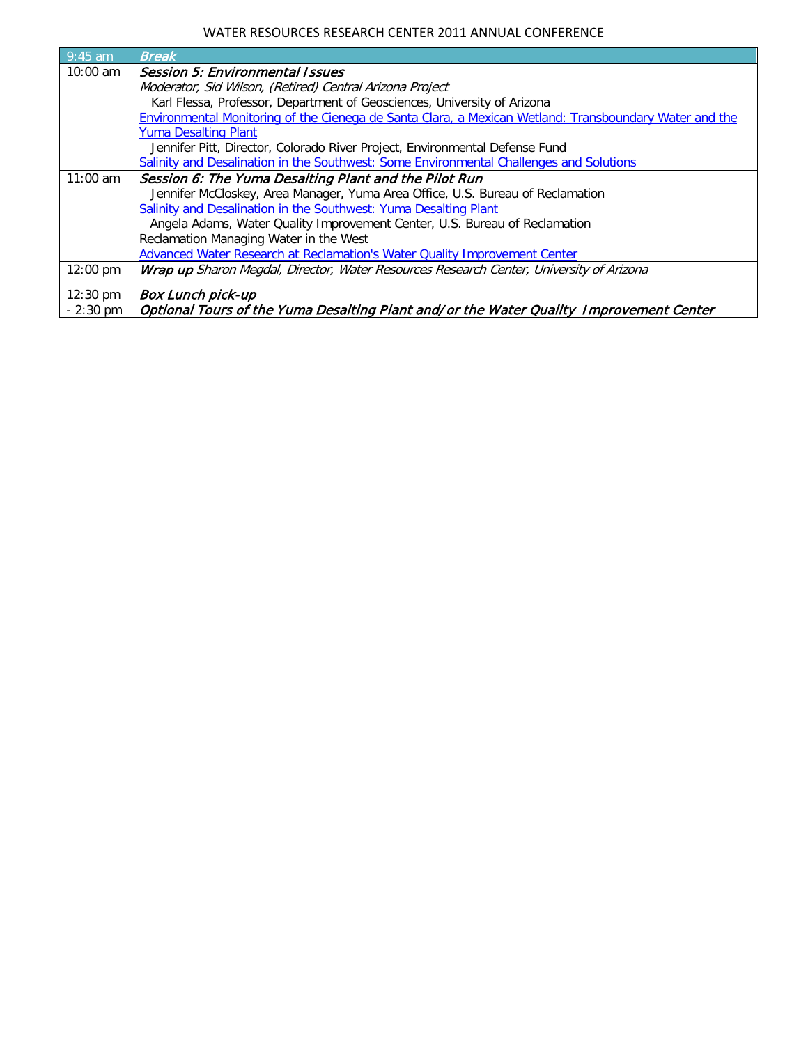| | |
|---|---|
| 9:45 am | *Break* |
| 10:00 am | ***Session 5: Environmental Issues***<br>*Moderator, Sid Wilson, (Retired) Central Arizona Project*<br>Karl Flessa, Professor, Department of Geosciences, University of Arizona<br>Environmental Monitoring of the Cienega de Santa Clara, a Mexican Wetland: Transboundary Water and the Yuma Desalting Plant<br>Jennifer Pitt, Director, Colorado River Project, Environmental Defense Fund<br>Salinity and Desalination in the Southwest: Some Environmental Challenges and Solutions |
| 11:00 am | ***Session 6: The Yuma Desalting Plant and the Pilot Run***<br>Jennifer McCloskey, Area Manager, Yuma Area Office, U.S. Bureau of Reclamation<br>Salinity and Desalination in the Southwest: Yuma Desalting Plant<br>Angela Adams, Water Quality Improvement Center, U.S. Bureau of Reclamation<br>Reclamation Managing Water in the West<br>Advanced Water Research at Reclamation's Water Quality Improvement Center |
| 12:00 pm | ***Wrap up*** *Sharon Megdal, Director, Water Resources Research Center, University of Arizona* |
| 12:30 pm - 2:30 pm | ***Box Lunch pick-up***<br>***Optional Tours of the Yuma Desalting Plant and/or the Water Quality Improvement Center*** |